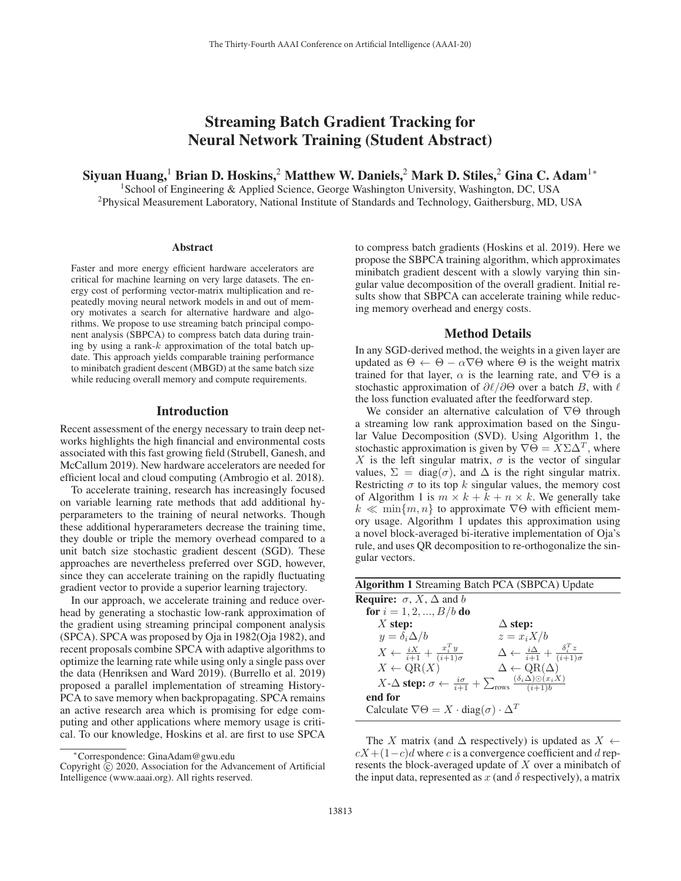# Streaming Batch Gradient Tracking for Neural Network Training (Student Abstract)

**Siyuan Huang,[1] Brian D. Hoskins,[2] Matthew W. Daniels,[2] Mark D. Stiles,[2] Gina C. Adam[1*]**

[1]School of Engineering & Applied Science, George Washington University, Washington, DC, USA
[2]Physical Measurement Laboratory, National Institute of Standards and Technology, Gaithersburg, MD, USA

## Abstract

Faster and more energy efficient hardware accelerators are critical for machine learning on very large datasets. The energy cost of performing vector-matrix multiplication and repeatedly moving neural network models in and out of memory motivates a search for alternative hardware and algorithms. We propose to use streaming batch principal component analysis (SBPCA) to compress batch data during training by using a rank-$k$ approximation of the total batch update. This approach yields comparable training performance to minibatch gradient descent (MBGD) at the same batch size while reducing overall memory and compute requirements.

## Introduction

Recent assessment of the energy necessary to train deep networks highlights the high financial and environmental costs associated with this fast growing field (Strubell, Ganesh, and McCallum 2019). New hardware accelerators are needed for efficient local and cloud computing (Ambrogio et al. 2018).

To accelerate training, research has increasingly focused on variable learning rate methods that add additional hyperparameters to the training of neural networks. Though these additional hyperarameters decrease the training time, they double or triple the memory overhead compared to a unit batch size stochastic gradient descent (SGD). These approaches are nevertheless preferred over SGD, however, since they can accelerate training on the rapidly fluctuating gradient vector to provide a superior learning trajectory.

In our approach, we accelerate training and reduce overhead by generating a stochastic low-rank approximation of the gradient using streaming principal component analysis (SPCA). SPCA was proposed by Oja in 1982(Oja 1982), and recent proposals combine SPCA with adaptive algorithms to optimize the learning rate while using only a single pass over the data (Henriksen and Ward 2019). (Burrello et al. 2019) proposed a parallel implementation of streaming History-PCA to save memory when backpropagating. SPCA remains an active research area which is promising for edge computing and other applications where memory usage is critical. To our knowledge, Hoskins et al. are first to use SPCA to compress batch gradients (Hoskins et al. 2019). Here we propose the SBPCA training algorithm, which approximates minibatch gradient descent with a slowly varying thin singular value decomposition of the overall gradient. Initial results show that SBPCA can accelerate training while reducing memory overhead and energy costs.

## Method Details

In any SGD-derived method, the weights in a given layer are updated as $\Theta \leftarrow \Theta - \alpha\nabla\Theta$ where $\Theta$ is the weight matrix trained for that layer, $\alpha$ is the learning rate, and $\nabla\Theta$ is a stochastic approximation of $\partial\ell/\partial\Theta$ over a batch $B$, with $\ell$ the loss function evaluated after the feedforward step.

We consider an alternative calculation of $\nabla\Theta$ through a streaming low rank approximation based on the Singular Value Decomposition (SVD). Using Algorithm 1, the stochastic approximation is given by $\nabla\Theta = X\Sigma\Delta^T$, where $X$ is the left singular matrix, $\sigma$ is the vector of singular values, $\Sigma = \mathrm{diag}(\sigma)$, and $\Delta$ is the right singular matrix. Restricting $\sigma$ to its top $k$ singular values, the memory cost of Algorithm 1 is $m \times k + k + n \times k$. We generally take $k \ll \min\{m, n\}$ to approximate $\nabla\Theta$ with efficient memory usage. Algorithm 1 updates this approximation using a novel block-averaged bi-iterative implementation of Oja's rule, and uses QR decomposition to re-orthogonalize the singular vectors.

**Algorithm 1** Streaming Batch PCA (SBPCA) Update

**Require:** $\sigma$, $X$, $\Delta$ and $b$
**for** $i = 1, 2, ..., B/b$ **do**

- $X$ **step:**
  - $y = \delta_i \Delta / b$
  - $X \leftarrow \frac{iX}{i+1} + \frac{x_i^T y}{(i+1)\sigma}$
  - $X \leftarrow \mathrm{QR}(X)$
- $\Delta$ **step:**
  - $z = x_i X / b$
  - $\Delta \leftarrow \frac{i\Delta}{i+1} + \frac{\delta_i^T z}{(i+1)\sigma}$
  - $\Delta \leftarrow \mathrm{QR}(\Delta)$
- $X$-$\Delta$ **step:** $\sigma \leftarrow \frac{i\sigma}{i+1} + \sum_{\mathrm{rows}} \frac{(\delta_i \Delta)\odot(x_i X)}{(i+1)b}$

**end for**
Calculate $\nabla\Theta = X \cdot \mathrm{diag}(\sigma) \cdot \Delta^T$

The $X$ matrix (and $\Delta$ respectively) is updated as $X \leftarrow cX + (1-c)d$ where $c$ is a convergence coefficient and $d$ represents the block-averaged update of $X$ over a minibatch of the input data, represented as $x$ (and $\delta$ respectively), a matrix

---

*Correspondence: GinaAdam@gwu.edu
Copyright © 2020, Association for the Advancement of Artificial Intelligence (www.aaai.org). All rights reserved.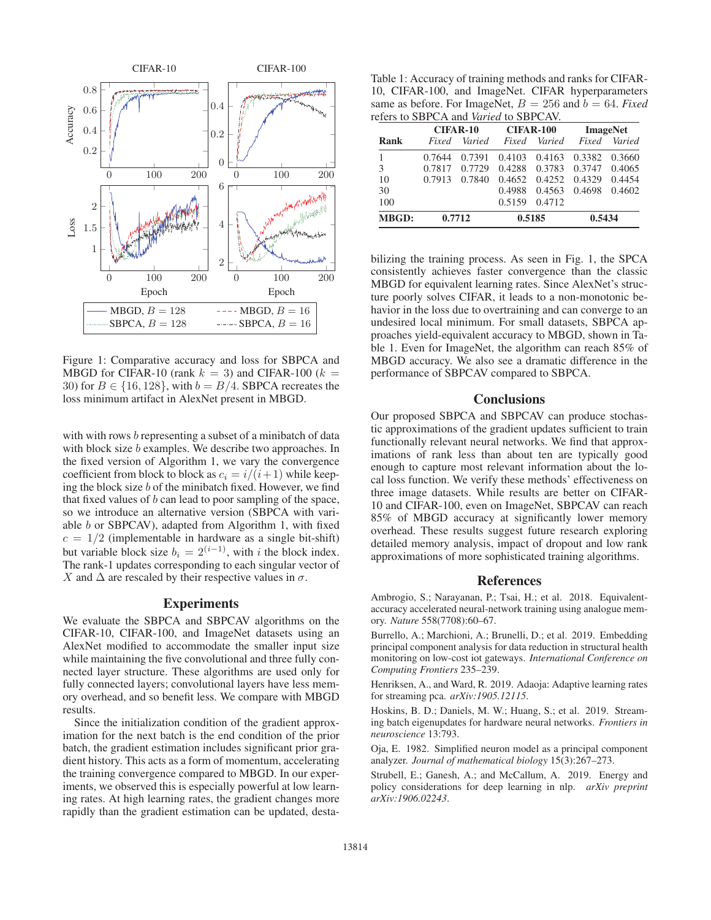CIFAR-10

CIFAR-100

Accuracy

0.8
0.6
0.4
0.2

0.4
0.2
0

0 100 200

0 100 200

Loss

2
1.5
1

6
4
2

0 100 200

0 100 200

Epoch

Epoch

MBGD, $B = 128$

MBGD, $B = 16$

SBPCA, $B = 128$

SBPCA, $B = 16$

Figure 1: Comparative accuracy and loss for SBPCA and MBGD for CIFAR-10 (rank $k = 3$) and CIFAR-100 ($k = 30$) for $B \in \{16, 128\}$, with $b = B/4$. SBPCA recreates the loss minimum artifact in AlexNet present in MBGD.

with with rows $b$ representing a subset of a minibatch of data with block size $b$ examples. We describe two approaches. In the fixed version of Algorithm 1, we vary the convergence coefficient from block to block as $c_i = i/(i+1)$ while keeping the block size $b$ of the minibatch fixed. However, we find that fixed values of $b$ can lead to poor sampling of the space, so we introduce an alternative version (SBPCA with variable $b$ or SBPCAV), adapted from Algorithm 1, with fixed $c = 1/2$ (implementable in hardware as a single bit-shift) but variable block size $b_i = 2^{(i-1)}$, with $i$ the block index. The rank-1 updates corresponding to each singular vector of $X$ and $\Delta$ are rescaled by their respective values in $\sigma$.

## Experiments

We evaluate the SBPCA and SBPCAV algorithms on the CIFAR-10, CIFAR-100, and ImageNet datasets using an AlexNet modified to accommodate the smaller input size while maintaining the five convolutional and three fully connected layer structure. These algorithms are used only for fully connected layers; convolutional layers have less memory overhead, and so benefit less. We compare with MBGD results.

Since the initialization condition of the gradient approximation for the next batch is the end condition of the prior batch, the gradient estimation includes significant prior gradient history. This acts as a form of momentum, accelerating the training convergence compared to MBGD. In our experiments, we observed this is especially powerful at low learning rates. At high learning rates, the gradient changes more rapidly than the gradient estimation can be updated, destabilizing the training process. As seen in Fig. 1, the SPCA consistently achieves faster convergence than the classic MBGD for equivalent learning rates. Since AlexNet's structure poorly solves CIFAR, it leads to a non-monotonic behavior in the loss due to overtraining and can converge to an undesired local minimum. For small datasets, SBPCA approaches yield-equivalent accuracy to MBGD, shown in Table 1. Even for ImageNet, the algorithm can reach 85% of MBGD accuracy. We also see a dramatic difference in the performance of SBPCAV compared to SBPCA.

Table 1: Accuracy of training methods and ranks for CIFAR-10, CIFAR-100, and ImageNet. CIFAR hyperparameters same as before. For ImageNet, $B = 256$ and $b = 64$. *Fixed* refers to SBPCA and *Varied* to SBPCAV.

| | CIFAR-10 | | CIFAR-100 | | ImageNet | |
|---|---|---|---|---|---|---|
| **Rank** | *Fixed* | *Varied* | *Fixed* | *Varied* | *Fixed* | *Varied* |
| 1 | 0.7644 | 0.7391 | 0.4103 | 0.4163 | 0.3382 | 0.3660 |
| 3 | 0.7817 | 0.7729 | 0.4288 | 0.3783 | 0.3747 | 0.4065 |
| 10 | 0.7913 | 0.7840 | 0.4652 | 0.4252 | 0.4329 | 0.4454 |
| 30 | | | 0.4988 | 0.4563 | 0.4698 | 0.4602 |
| 100 | | | 0.5159 | 0.4712 | | |
| **MBGD:** | **0.7712** | | **0.5185** | | **0.5434** | |

## Conclusions

Our proposed SBPCA and SBPCAV can produce stochastic approximations of the gradient updates sufficient to train functionally relevant neural networks. We find that approximations of rank less than about ten are typically good enough to capture most relevant information about the local loss function. We verify these methods' effectiveness on three image datasets. While results are better on CIFAR-10 and CIFAR-100, even on ImageNet, SBPCAV can reach 85% of MBGD accuracy at significantly lower memory overhead. These results suggest future research exploring detailed memory analysis, impact of dropout and low rank approximations of more sophisticated training algorithms.

## References

Ambrogio, S.; Narayanan, P.; Tsai, H.; et al. 2018. Equivalent-accuracy accelerated neural-network training using analogue memory. *Nature* 558(7708):60–67.

Burrello, A.; Marchioni, A.; Brunelli, D.; et al. 2019. Embedding principal component analysis for data reduction in structural health monitoring on low-cost iot gateways. *International Conference on Computing Frontiers* 235–239.

Henriksen, A., and Ward, R. 2019. Adaoja: Adaptive learning rates for streaming pca. *arXiv:1905.12115*.

Hoskins, B. D.; Daniels, M. W.; Huang, S.; et al. 2019. Streaming batch eigenupdates for hardware neural networks. *Frontiers in neuroscience* 13:793.

Oja, E. 1982. Simplified neuron model as a principal component analyzer. *Journal of mathematical biology* 15(3):267–273.

Strubell, E.; Ganesh, A.; and McCallum, A. 2019. Energy and policy considerations for deep learning in nlp. *arXiv preprint arXiv:1906.02243*.